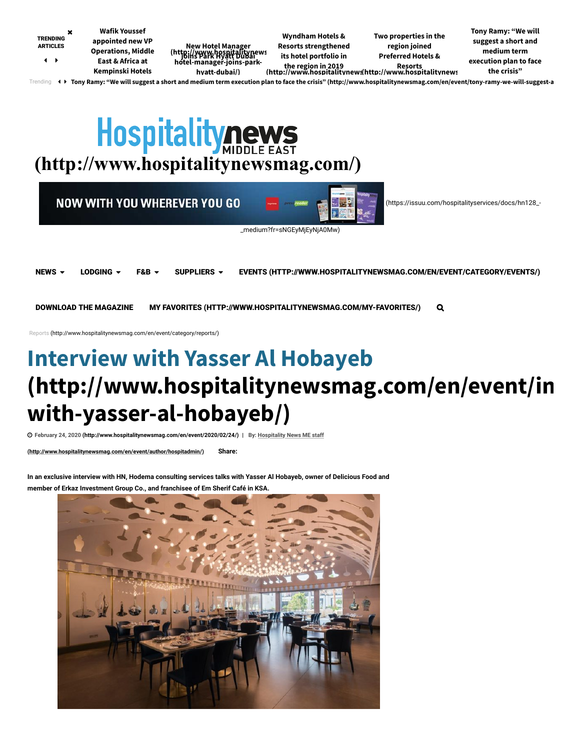TRENDING ARTICLES

Wafik Youssef appointed new VP Operations, Middle East & Africa at Kempinski Hotels

New Hotel Manager Joins Park Hyatt Dubai (http://www.hospitalitynews hotel-manager-joins-park-hyatt-dubai/)

Wyndham Hotels & Resorts strengthened its hotel portfolio in the region in 2019 (http://www.hospitalitynews

Two properties in the region joined Preferred Hotels & Resorts (http://www.hospitalitynews

Tony Ramy: "We will suggest a short and medium term execution plan to face the crisis"

Trending Tony Ramy: "We will suggest a short and medium term execution plan to face the crisis" (http://www.hospitalitynewsmag.com/en/event/tony-ramy-we-will-suggest-a

Hospitality news MIDDLE EAST (http://www.hospitalitynewsmag.com/)

NOW WITH YOU WHEREVER YOU GO (https://issuu.com/hospitalityservices/docs/hn128_-_medium?fr=sNGEyMjEyNjA0Mw)

NEWS LODGING F&B SUPPLIERS EVENTS (HTTP://WWW.HOSPITALITYNEWSMAG.COM/EN/EVENT/CATEGORY/EVENTS/)

DOWNLOAD THE MAGAZINE MY FAVORITES (HTTP://WWW.HOSPITALITYNEWSMAG.COM/MY-FAVORITES/)

Reports (http://www.hospitalitynewsmag.com/en/event/category/reports/)

# Interview with Yasser Al Hobayeb (http://www.hospitalitynewsmag.com/en/event/interview-with-yasser-al-hobayeb/)

February 24, 2020 (http://www.hospitalitynewsmag.com/en/event/2020/02/24/) | By: Hospitality News ME staff (http://www.hospitalitynewsmag.com/en/event/author/hospitadmin/) Share:

**In an exclusive interview with HN, Hodema consulting services talks with Yasser Al Hobayeb, owner of Delicious Food and member of Erkaz Investment Group Co., and franchisee of Em Sherif Café in KSA.**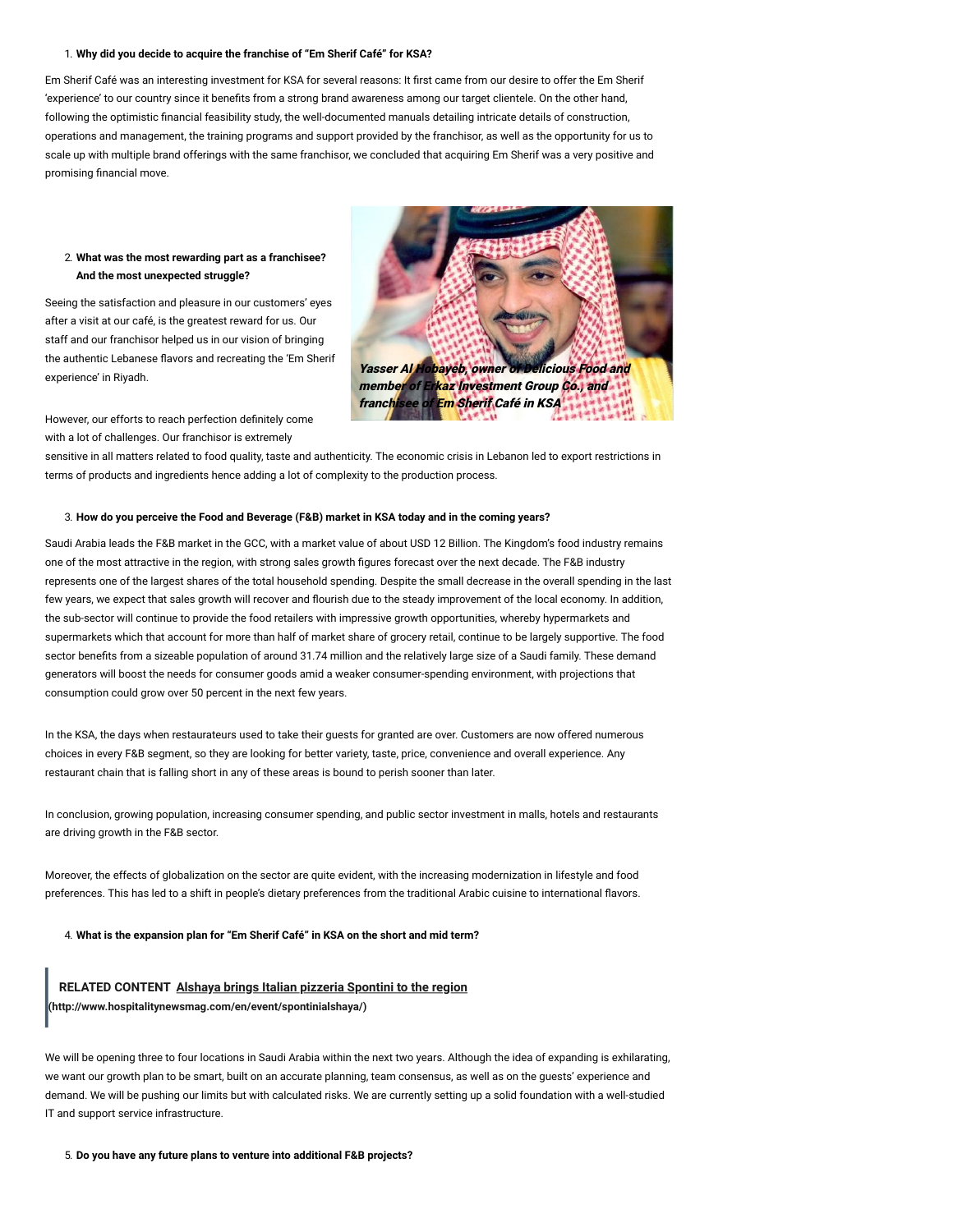1. **Why did you decide to acquire the franchise of "Em Sherif Café" for KSA?**

Em Sherif Café was an interesting investment for KSA for several reasons: It first came from our desire to offer the Em Sherif 'experience' to our country since it benefits from a strong brand awareness among our target clientele. On the other hand, following the optimistic financial feasibility study, the well-documented manuals detailing intricate details of construction, operations and management, the training programs and support provided by the franchisor, as well as the opportunity for us to scale up with multiple brand offerings with the same franchisor, we concluded that acquiring Em Sherif was a very positive and promising financial move.

2. **What was the most rewarding part as a franchisee? And the most unexpected struggle?**

Seeing the satisfaction and pleasure in our customers' eyes after a visit at our café, is the greatest reward for us. Our staff and our franchisor helped us in our vision of bringing the authentic Lebanese flavors and recreating the 'Em Sherif experience' in Riyadh.

***Yasser Al Hobayeb, owner of Delicious Food and member of Erkaz Investment Group Co., and franchisee of Em Sherif Café in KSA***

However, our efforts to reach perfection definitely come with a lot of challenges. Our franchisor is extremely sensitive in all matters related to food quality, taste and authenticity. The economic crisis in Lebanon led to export restrictions in terms of products and ingredients hence adding a lot of complexity to the production process.

3. **How do you perceive the Food and Beverage (F&B) market in KSA today and in the coming years?**

Saudi Arabia leads the F&B market in the GCC, with a market value of about USD 12 Billion. The Kingdom's food industry remains one of the most attractive in the region, with strong sales growth figures forecast over the next decade. The F&B industry represents one of the largest shares of the total household spending. Despite the small decrease in the overall spending in the last few years, we expect that sales growth will recover and flourish due to the steady improvement of the local economy. In addition, the sub-sector will continue to provide the food retailers with impressive growth opportunities, whereby hypermarkets and supermarkets which that account for more than half of market share of grocery retail, continue to be largely supportive. The food sector benefits from a sizeable population of around 31.74 million and the relatively large size of a Saudi family. These demand generators will boost the needs for consumer goods amid a weaker consumer-spending environment, with projections that consumption could grow over 50 percent in the next few years.

In the KSA, the days when restaurateurs used to take their guests for granted are over. Customers are now offered numerous choices in every F&B segment, so they are looking for better variety, taste, price, convenience and overall experience. Any restaurant chain that is falling short in any of these areas is bound to perish sooner than later.

In conclusion, growing population, increasing consumer spending, and public sector investment in malls, hotels and restaurants are driving growth in the F&B sector.

Moreover, the effects of globalization on the sector are quite evident, with the increasing modernization in lifestyle and food preferences. This has led to a shift in people's dietary preferences from the traditional Arabic cuisine to international flavors.

4. **What is the expansion plan for "Em Sherif Café" in KSA on the short and mid term?**

> **RELATED CONTENT** Alshaya brings Italian pizzeria Spontini to the region **(http://www.hospitalitynewsmag.com/en/event/spontinialshaya/)**

We will be opening three to four locations in Saudi Arabia within the next two years. Although the idea of expanding is exhilarating, we want our growth plan to be smart, built on an accurate planning, team consensus, as well as on the guests' experience and demand. We will be pushing our limits but with calculated risks. We are currently setting up a solid foundation with a well-studied IT and support service infrastructure.

5. **Do you have any future plans to venture into additional F&B projects?**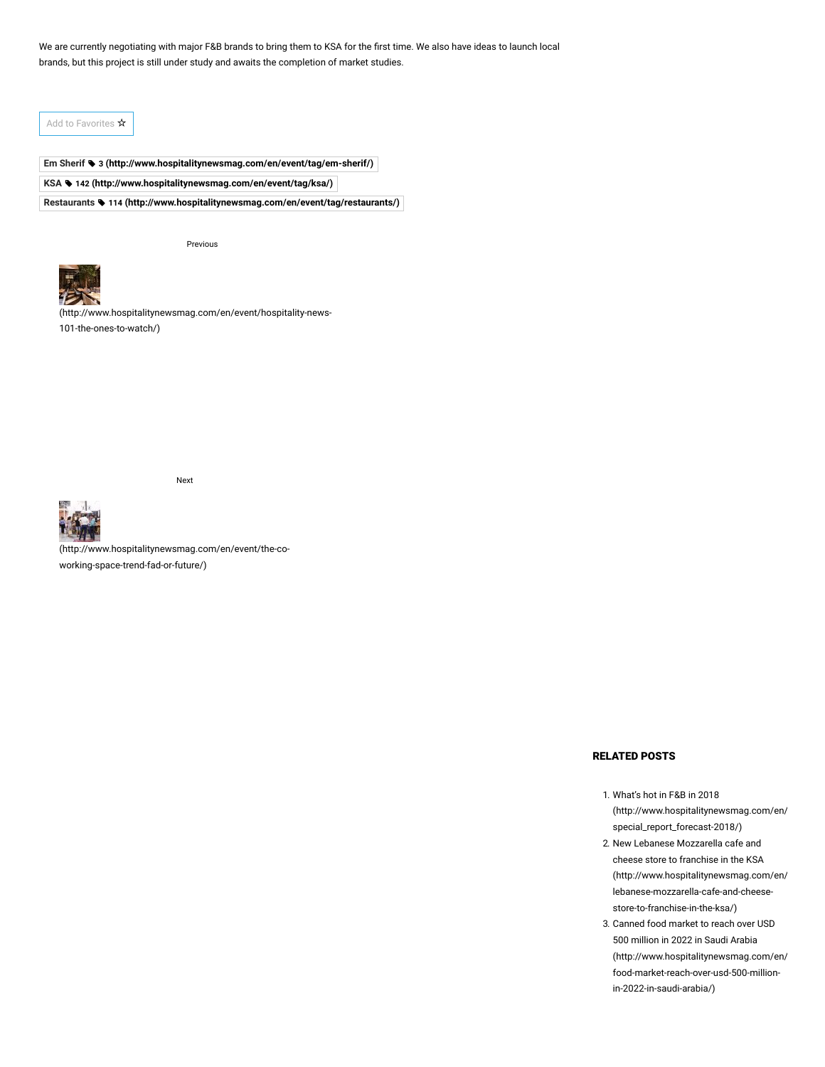We are currently negotiating with major F&B brands to bring them to KSA for the first time. We also have ideas to launch local brands, but this project is still under study and awaits the completion of market studies.

Add to Favorites ☆

**Em Sherif** 3 (http://www.hospitalitynewsmag.com/en/event/tag/em-sherif/)

**KSA** 142 (http://www.hospitalitynewsmag.com/en/event/tag/ksa/)

**Restaurants** 114 (http://www.hospitalitynewsmag.com/en/event/tag/restaurants/)

Previous

(http://www.hospitalitynewsmag.com/en/event/hospitality-news-101-the-ones-to-watch/)

Next

(http://www.hospitalitynewsmag.com/en/event/the-co-working-space-trend-fad-or-future/)

**RELATED POSTS**

1. What's hot in F&B in 2018 (http://www.hospitalitynewsmag.com/en/special_report_forecast-2018/)
2. New Lebanese Mozzarella cafe and cheese store to franchise in the KSA (http://www.hospitalitynewsmag.com/en/lebanese-mozzarella-cafe-and-cheese-store-to-franchise-in-the-ksa/)
3. Canned food market to reach over USD 500 million in 2022 in Saudi Arabia (http://www.hospitalitynewsmag.com/en/food-market-reach-over-usd-500-million-in-2022-in-saudi-arabia/)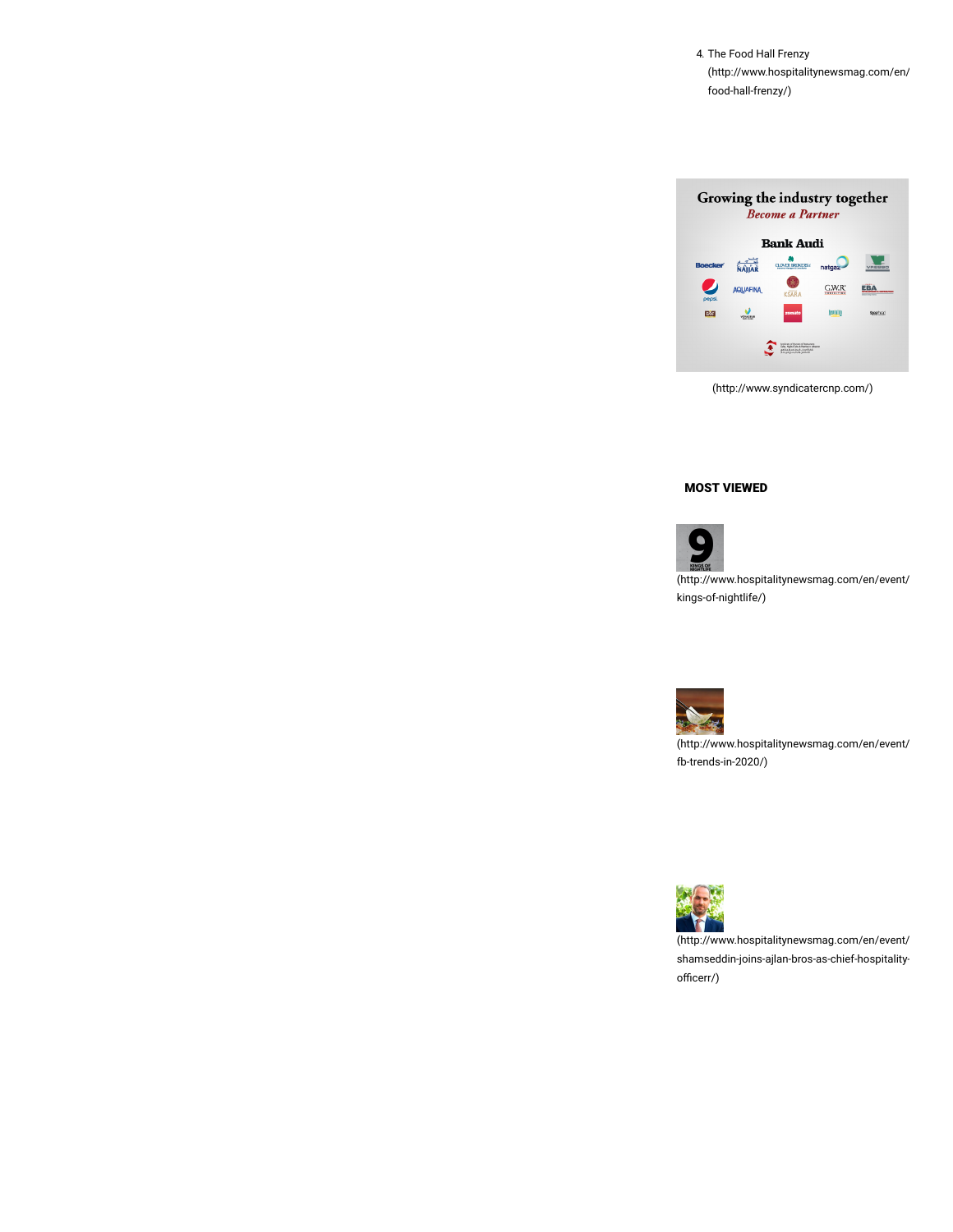4. The Food Hall Frenzy (http://www.hospitalitynewsmag.com/en/food-hall-frenzy/)

(http://www.syndicatercnp.com/)

**MOST VIEWED**

(http://www.hospitalitynewsmag.com/en/event/kings-of-nightlife/)

(http://www.hospitalitynewsmag.com/en/event/fb-trends-in-2020/)

(http://www.hospitalitynewsmag.com/en/event/shamseddin-joins-ajlan-bros-as-chief-hospitality-officerr/)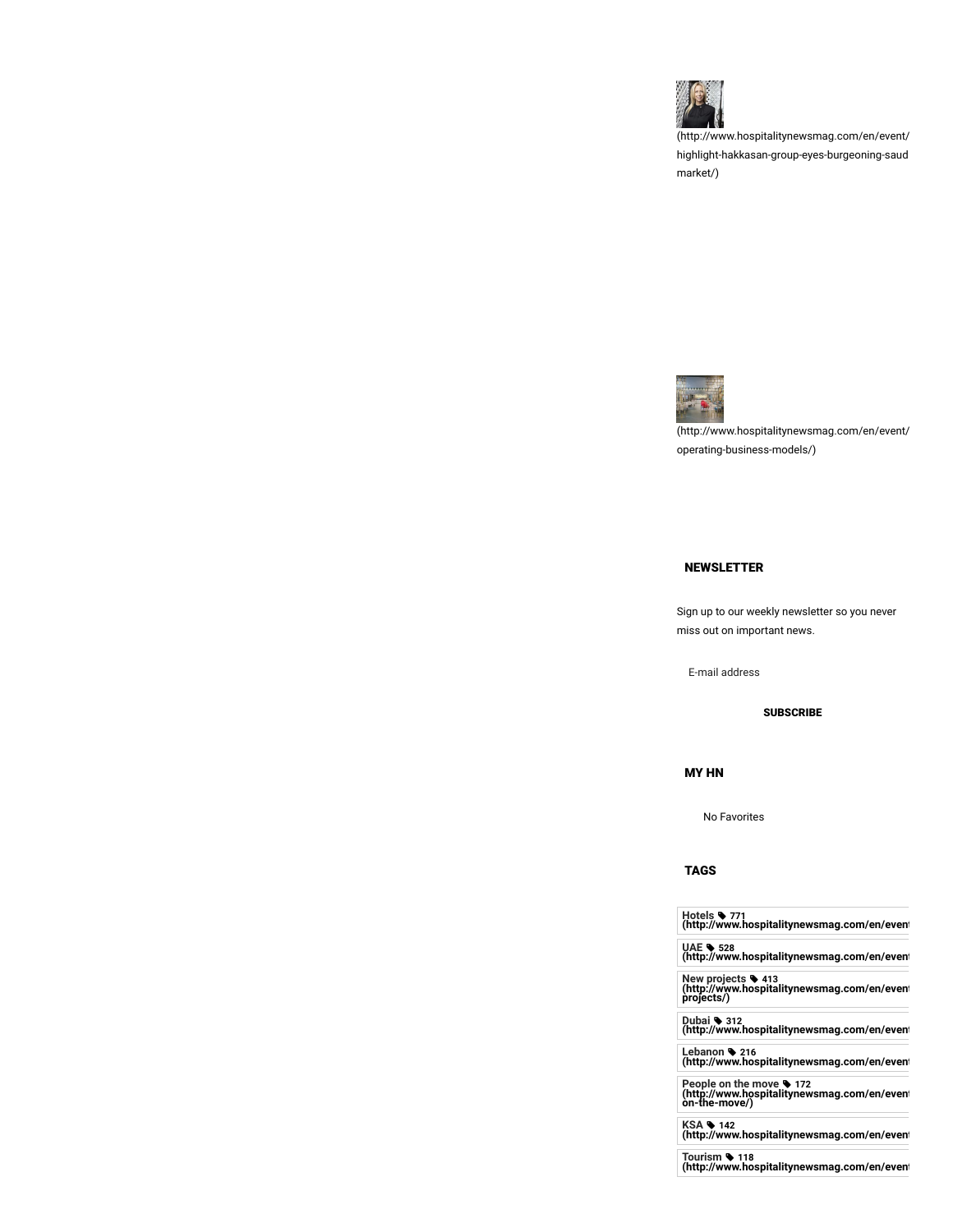(http://www.hospitalitynewsmag.com/en/event/highlight-hakkasan-group-eyes-burgeoning-saudi-market/)

(http://www.hospitalitynewsmag.com/en/event/operating-business-models/)

## NEWSLETTER

Sign up to our weekly newsletter so you never miss out on important news.

E-mail address

**SUBSCRIBE**

## MY HN

No Favorites

## TAGS

**Hotels 771 (http://www.hospitalitynewsmag.com/en/event**

**UAE 528 (http://www.hospitalitynewsmag.com/en/event**

**New projects 413 (http://www.hospitalitynewsmag.com/en/event projects/)**

**Dubai 312 (http://www.hospitalitynewsmag.com/en/event**

**Lebanon 216 (http://www.hospitalitynewsmag.com/en/event**

**People on the move 172 (http://www.hospitalitynewsmag.com/en/event on-the-move/)**

**KSA 142 (http://www.hospitalitynewsmag.com/en/event**

**Tourism 118 (http://www.hospitalitynewsmag.com/en/event**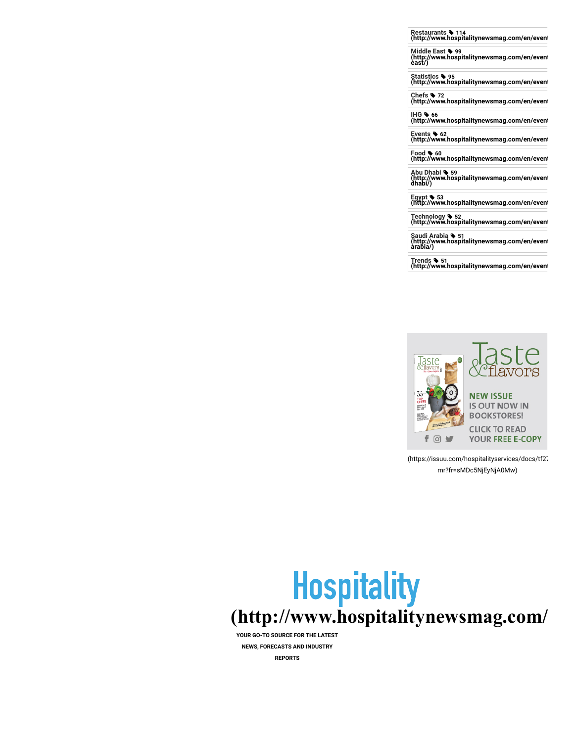Restaurants 114
(http://www.hospitalitynewsmag.com/en/event

Middle East 99
(http://www.hospitalitynewsmag.com/en/event
east/)

Statistics 95
(http://www.hospitalitynewsmag.com/en/event

Chefs 72
(http://www.hospitalitynewsmag.com/en/event

IHG 66
(http://www.hospitalitynewsmag.com/en/event

Events 62
(http://www.hospitalitynewsmag.com/en/event

Food 60
(http://www.hospitalitynewsmag.com/en/event

Abu Dhabi 59
(http://www.hospitalitynewsmag.com/en/event
dhabi/)

Egypt 53
(http://www.hospitalitynewsmag.com/en/event

Technology 52
(http://www.hospitalitynewsmag.com/en/event

Saudi Arabia 51
(http://www.hospitalitynewsmag.com/en/event
arabia/)

Trends 51
(http://www.hospitalitynewsmag.com/en/event

Taste & flavors

NEW ISSUE IS OUT NOW IN BOOKSTORES!

CLICK TO READ YOUR FREE E-COPY

(https://issuu.com/hospitalityservices/docs/tf27
mr?fr=sMDc5NjEyNjA0Mw)

Hospitality
(http://www.hospitalitynewsmag.com/

YOUR GO-TO SOURCE FOR THE LATEST NEWS, FORECASTS AND INDUSTRY REPORTS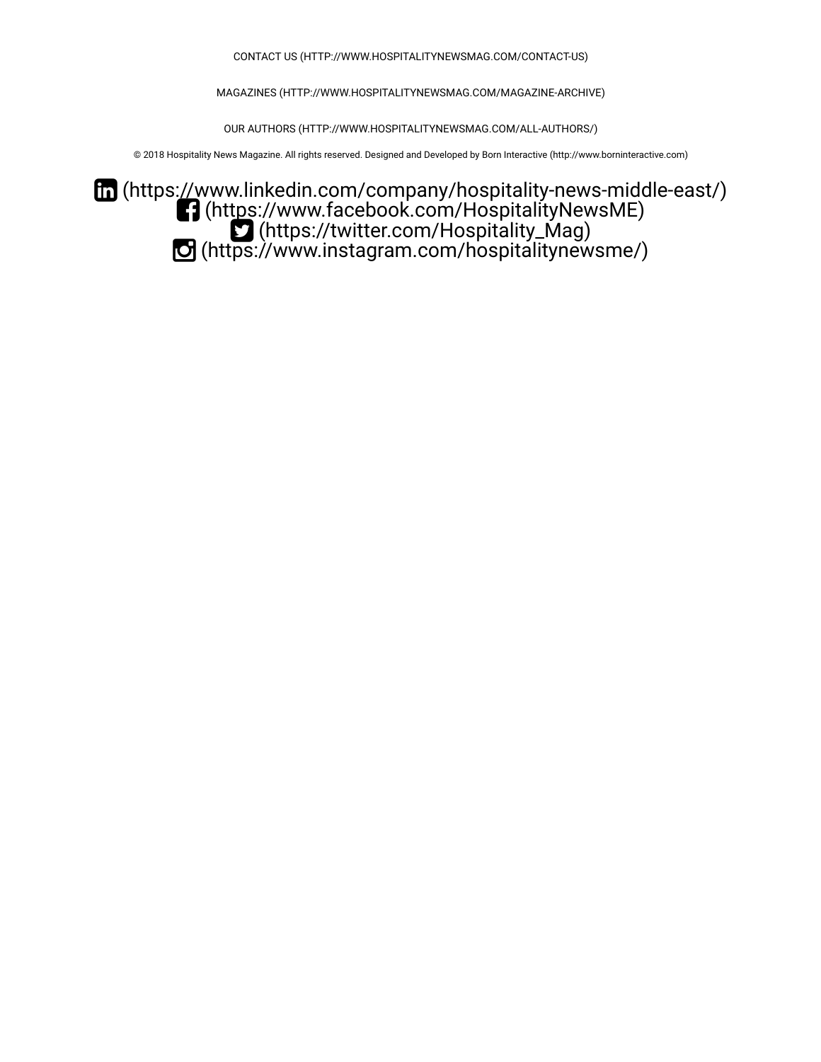CONTACT US (HTTP://WWW.HOSPITALITYNEWSMAG.COM/CONTACT-US)

MAGAZINES (HTTP://WWW.HOSPITALITYNEWSMAG.COM/MAGAZINE-ARCHIVE)

OUR AUTHORS (HTTP://WWW.HOSPITALITYNEWSMAG.COM/ALL-AUTHORS/)

© 2018 Hospitality News Magazine. All rights reserved. Designed and Developed by Born Interactive (http://www.borninteractive.com)

(https://www.linkedin.com/company/hospitality-news-middle-east/)
(https://www.facebook.com/HospitalityNewsME)
(https://twitter.com/Hospitality_Mag)
(https://www.instagram.com/hospitalitynewsme/)